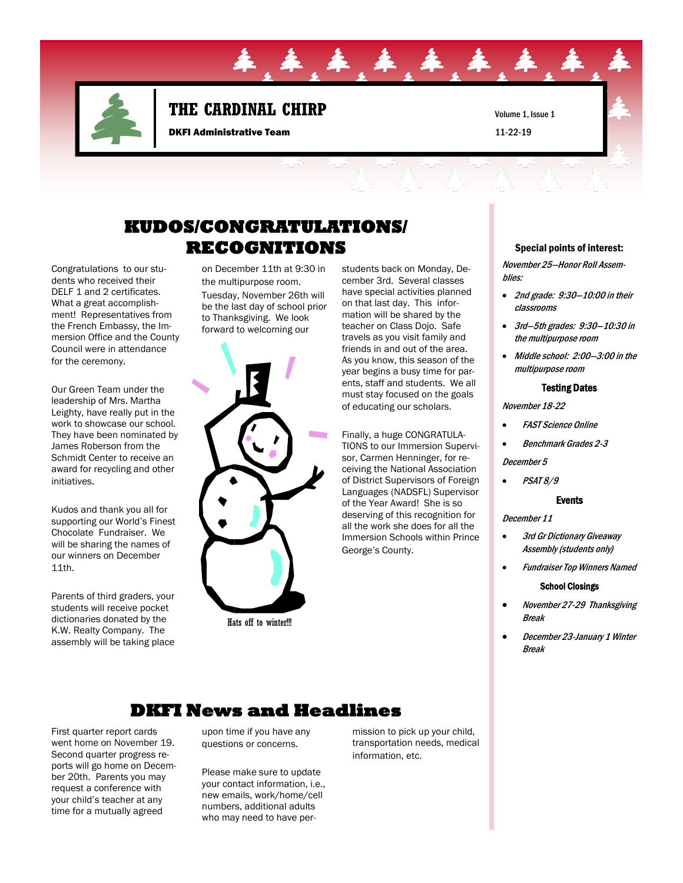# THE CARDINAL CHIRP

**DKFI Administrative Team**

Volume 1, Issue 1

11-22-19

## KUDOS/CONGRATULATIONS/ RECOGNITIONS

Congratulations to our students who received their DELF 1 and 2 certificates. What a great accomplishment! Representatives from the French Embassy, the Immersion Office and the County Council were in attendance for the ceremony.

Our Green Team under the leadership of Mrs. Martha Leighty, have really put in the work to showcase our school. They have been nominated by James Roberson from the Schmidt Center to receive an award for recycling and other initiatives.

Kudos and thank you all for supporting our World's Finest Chocolate Fundraiser. We will be sharing the names of our winners on December 11th.

Parents of third graders, your students will receive pocket dictionaries donated by the K.W. Realty Company. The assembly will be taking place on December 11th at 9:30 in the multipurpose room.

Tuesday, November 26th will be the last day of school prior to Thanksgiving. We look forward to welcoming our students back on Monday, December 3rd. Several classes have special activities planned on that last day. This information will be shared by the teacher on Class Dojo. Safe travels as you visit family and friends in and out of the area. As you know, this season of the year begins a busy time for parents, staff and students. We all must stay focused on the goals of educating our scholars.

Finally, a huge CONGRATULATIONS to our Immersion Supervisor, Carmen Henninger, for receiving the National Association of District Supervisors of Foreign Languages (NADSFL) Supervisor of the Year Award! She is so deserving of this recognition for all the work she does for all the Immersion Schools within Prince George's County.

Hats off to winter!!!

## DKFI News and Headlines

First quarter report cards went home on November 19. Second quarter progress reports will go home on December 20th. Parents you may request a conference with your child's teacher at any time for a mutually agreed upon time if you have any questions or concerns.

Please make sure to update your contact information, i.e., new emails, work/home/cell numbers, additional adults who may need to have permission to pick up your child, transportation needs, medical information, etc.

### Special points of interest:

*November 25—Honor Roll Assemblies:*

- *2nd grade: 9:30—10:00 in their classrooms*
- *3rd—5th grades: 9:30—10:30 in the multipurpose room*
- *Middle school: 2:00—3:00 in the multipurpose room*

**Testing Dates**

*November 18-22*

- *FAST Science Online*
- *Benchmark Grades 2-3*

*December 5*

- *PSAT 8/9*

**Events**

*December 11*

- *3rd Gr Dictionary Giveaway Assembly (students only)*
- *Fundraiser Top Winners Named*

**School Closings**

- *November 27-29 Thanksgiving Break*
- *December 23-January 1 Winter Break*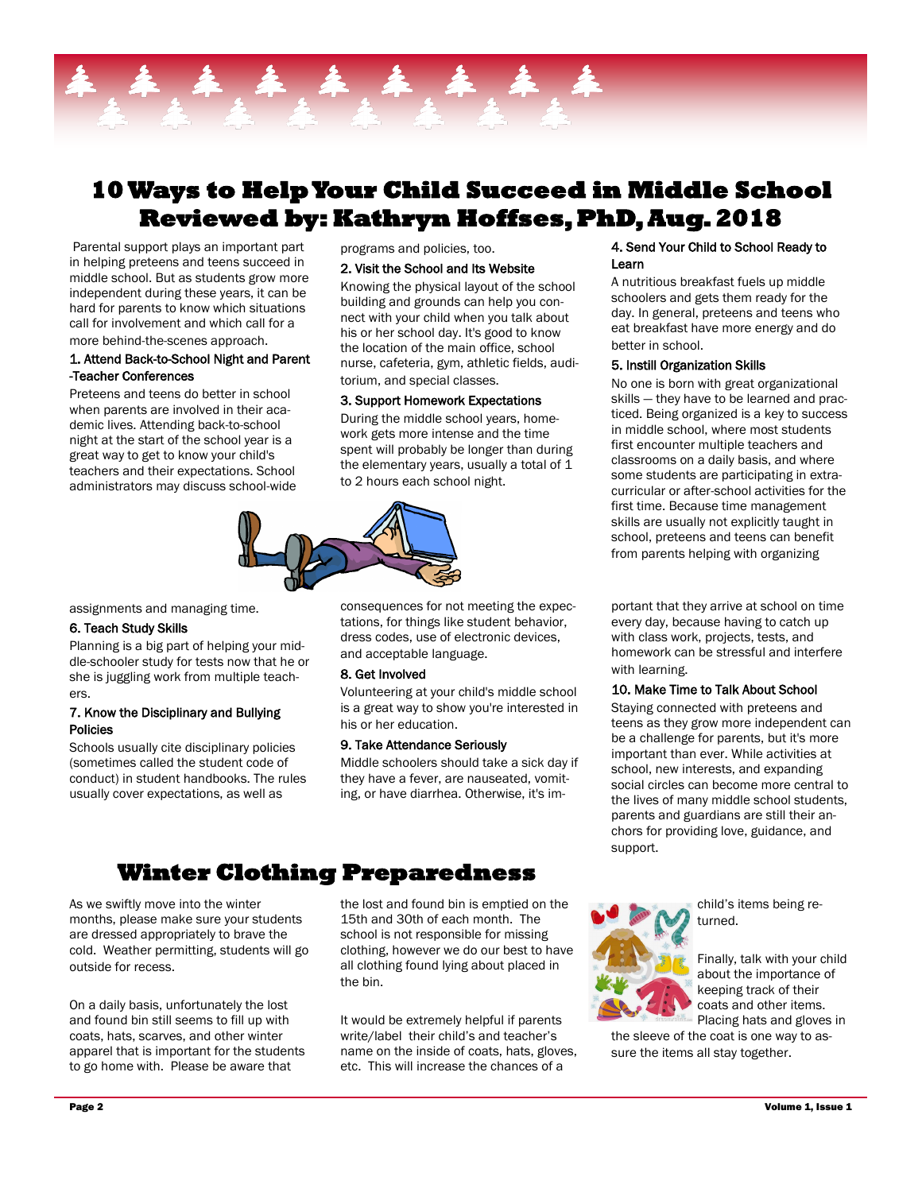# 10 Ways to Help Your Child Succeed in Middle School
# Reviewed by: Kathryn Hoffses, PhD, Aug. 2018

Parental support plays an important part in helping preteens and teens succeed in middle school. But as students grow more independent during these years, it can be hard for parents to know which situations call for involvement and which call for a more behind-the-scenes approach.

### 1. Attend Back-to-School Night and Parent-Teacher Conferences

Preteens and teens do better in school when parents are involved in their academic lives. Attending back-to-school night at the start of the school year is a great way to get to know your child's teachers and their expectations. School administrators may discuss school-wide programs and policies, too.

### 2. Visit the School and Its Website

Knowing the physical layout of the school building and grounds can help you connect with your child when you talk about his or her school day. It's good to know the location of the main office, school nurse, cafeteria, gym, athletic fields, auditorium, and special classes.

### 3. Support Homework Expectations

During the middle school years, homework gets more intense and the time spent will probably be longer than during the elementary years, usually a total of 1 to 2 hours each school night.

### 4. Send Your Child to School Ready to Learn

A nutritious breakfast fuels up middle schoolers and gets them ready for the day. In general, preteens and teens who eat breakfast have more energy and do better in school.

### 5. Instill Organization Skills

No one is born with great organizational skills — they have to be learned and practiced. Being organized is a key to success in middle school, where most students first encounter multiple teachers and classrooms on a daily basis, and where some students are participating in extracurricular or after-school activities for the first time. Because time management skills are usually not explicitly taught in school, preteens and teens can benefit from parents helping with organizing assignments and managing time.

### 6. Teach Study Skills

Planning is a big part of helping your middle-schooler study for tests now that he or she is juggling work from multiple teachers.

### 7. Know the Disciplinary and Bullying Policies

Schools usually cite disciplinary policies (sometimes called the student code of conduct) in student handbooks. The rules usually cover expectations, as well as consequences for not meeting the expectations, for things like student behavior, dress codes, use of electronic devices, and acceptable language.

### 8. Get Involved

Volunteering at your child's middle school is a great way to show you're interested in his or her education.

### 9. Take Attendance Seriously

Middle schoolers should take a sick day if they have a fever, are nauseated, vomiting, or have diarrhea. Otherwise, it's important that they arrive at school on time every day, because having to catch up with class work, projects, tests, and homework can be stressful and interfere with learning.

### 10. Make Time to Talk About School

Staying connected with preteens and teens as they grow more independent can be a challenge for parents, but it's more important than ever. While activities at school, new interests, and expanding social circles can become more central to the lives of many middle school students, parents and guardians are still their anchors for providing love, guidance, and support.

## Winter Clothing Preparedness

As we swiftly move into the winter months, please make sure your students are dressed appropriately to brave the cold. Weather permitting, students will go outside for recess.

On a daily basis, unfortunately the lost and found bin still seems to fill up with coats, hats, scarves, and other winter apparel that is important for the students to go home with. Please be aware that the lost and found bin is emptied on the 15th and 30th of each month. The school is not responsible for missing clothing, however we do our best to have all clothing found lying about placed in the bin.

It would be extremely helpful if parents write/label their child's and teacher's name on the inside of coats, hats, gloves, etc. This will increase the chances of a child's items being returned.

Finally, talk with your child about the importance of keeping track of their coats and other items. Placing hats and gloves in the sleeve of the coat is one way to assure the items all stay together.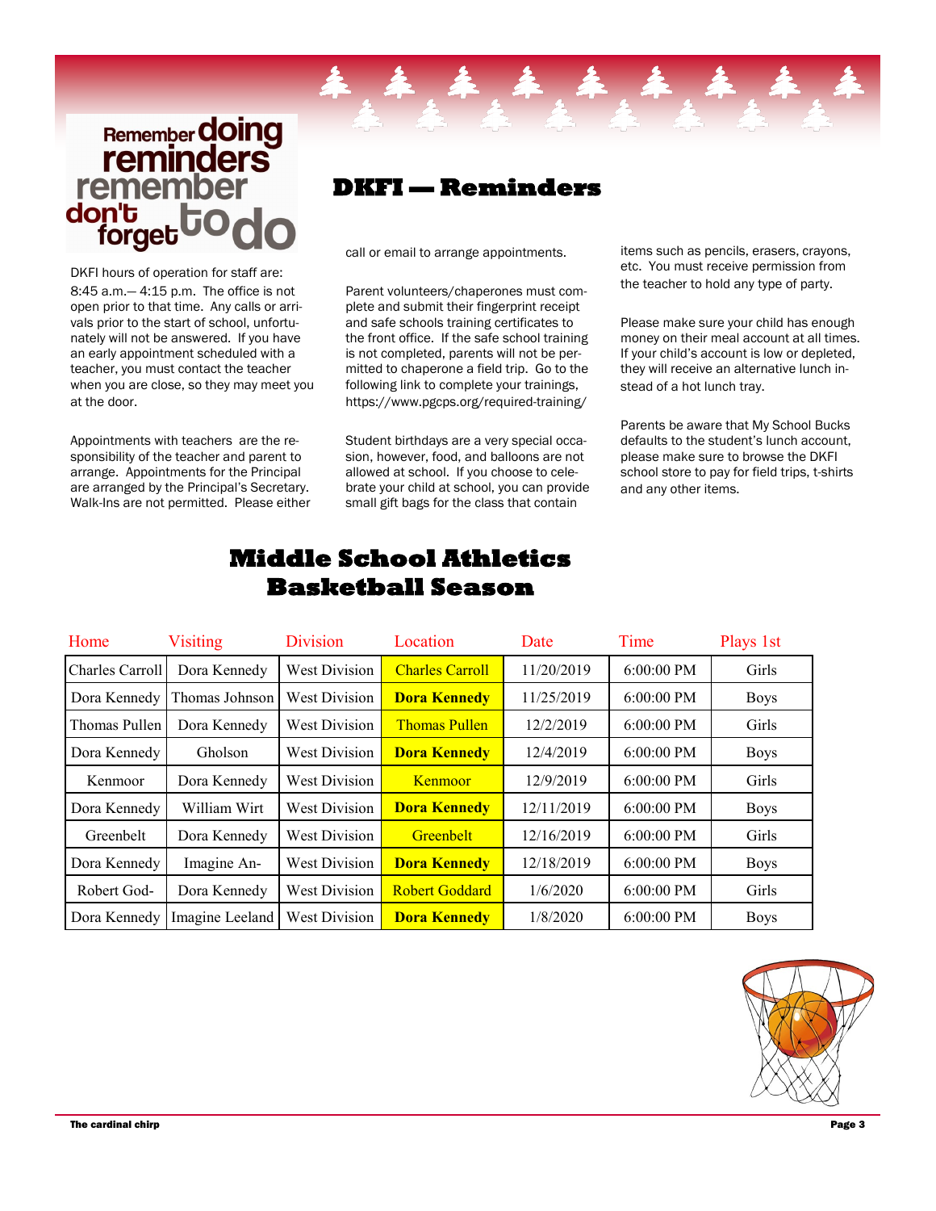## DKFI — Reminders

DKFI hours of operation for staff are: 8:45 a.m.— 4:15 p.m. The office is not open prior to that time. Any calls or arrivals prior to the start of school, unfortunately will not be answered. If you have an early appointment scheduled with a teacher, you must contact the teacher when you are close, so they may meet you at the door.

Appointments with teachers are the responsibility of the teacher and parent to arrange. Appointments for the Principal are arranged by the Principal's Secretary. Walk-Ins are not permitted. Please either call or email to arrange appointments.

Parent volunteers/chaperones must complete and submit their fingerprint receipt and safe schools training certificates to the front office. If the safe school training is not completed, parents will not be permitted to chaperone a field trip. Go to the following link to complete your trainings, https://www.pgcps.org/required-training/

Student birthdays are a very special occasion, however, food, and balloons are not allowed at school. If you choose to celebrate your child at school, you can provide small gift bags for the class that contain items such as pencils, erasers, crayons, etc. You must receive permission from the teacher to hold any type of party.

Please make sure your child has enough money on their meal account at all times. If your child's account is low or depleted, they will receive an alternative lunch instead of a hot lunch tray.

Parents be aware that My School Bucks defaults to the student's lunch account, please make sure to browse the DKFI school store to pay for field trips, t-shirts and any other items.

## Middle School Athletics Basketball Season

| Home | Visiting | Division | Location | Date | Time | Plays 1st |
|---|---|---|---|---|---|---|
| Charles Carroll | Dora Kennedy | West Division | Charles Carroll | 11/20/2019 | 6:00:00 PM | Girls |
| Dora Kennedy | Thomas Johnson | West Division | **Dora Kennedy** | 11/25/2019 | 6:00:00 PM | Boys |
| Thomas Pullen | Dora Kennedy | West Division | Thomas Pullen | 12/2/2019 | 6:00:00 PM | Girls |
| Dora Kennedy | Gholson | West Division | **Dora Kennedy** | 12/4/2019 | 6:00:00 PM | Boys |
| Kenmoor | Dora Kennedy | West Division | Kenmoor | 12/9/2019 | 6:00:00 PM | Girls |
| Dora Kennedy | William Wirt | West Division | **Dora Kennedy** | 12/11/2019 | 6:00:00 PM | Boys |
| Greenbelt | Dora Kennedy | West Division | Greenbelt | 12/16/2019 | 6:00:00 PM | Girls |
| Dora Kennedy | Imagine An- | West Division | **Dora Kennedy** | 12/18/2019 | 6:00:00 PM | Boys |
| Robert God- | Dora Kennedy | West Division | Robert Goddard | 1/6/2020 | 6:00:00 PM | Girls |
| Dora Kennedy | Imagine Leeland | West Division | **Dora Kennedy** | 1/8/2020 | 6:00:00 PM | Boys |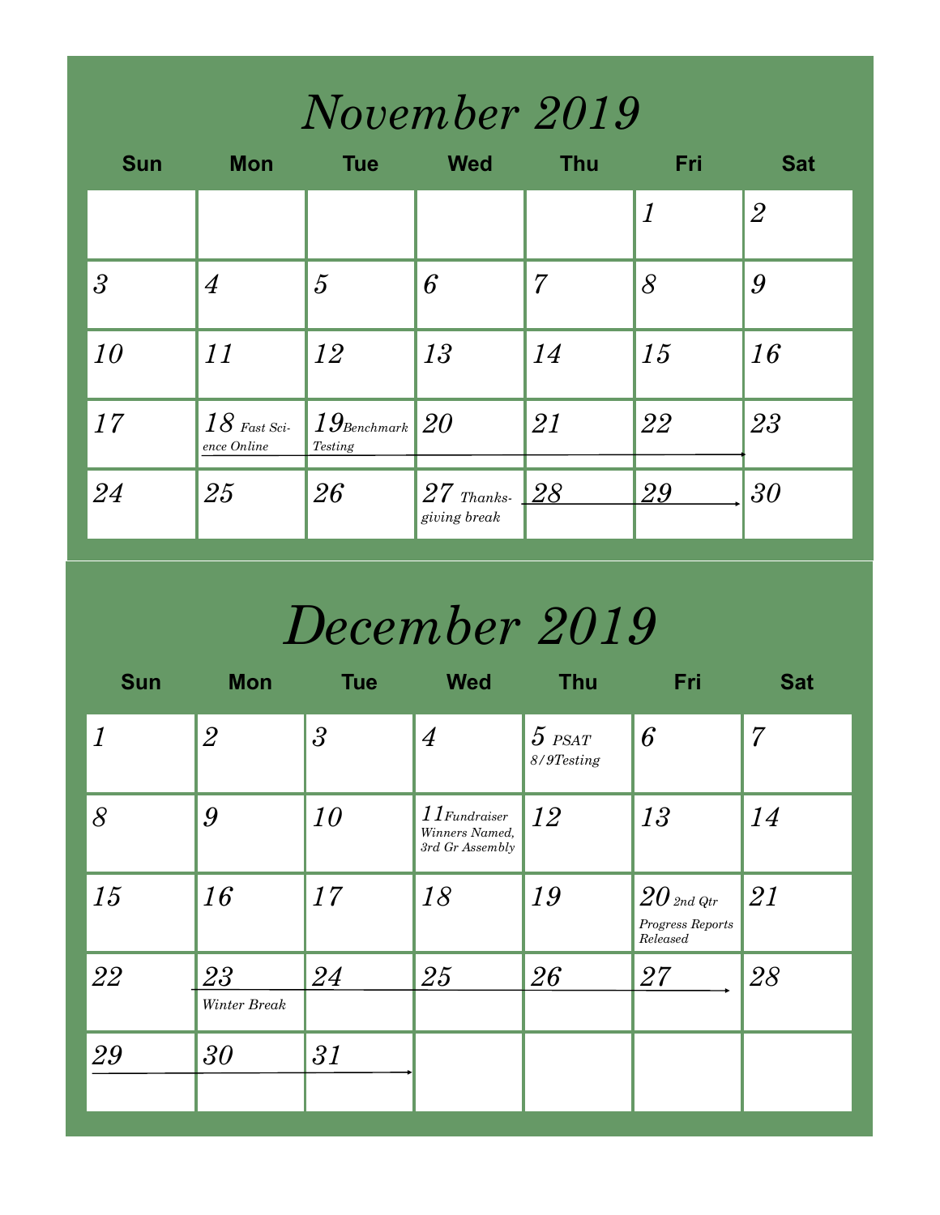# November 2019

| Sun | Mon | Tue | Wed | Thu | Fri | Sat |
|---|---|---|---|---|---|---|
| | | | | | 1 | 2 |
| 3 | 4 | 5 | 6 | 7 | 8 | 9 |
| 10 | 11 | 12 | 13 | 14 | 15 | 16 |
| 17 | 18 *Fast Science Online* | 19 *Benchmark Testing* | 20 | 21 | 22 | 23 |
| 24 | 25 | 26 | 27 *Thanksgiving break* | 28 | 29 | 30 |

# December 2019

| Sun | Mon | Tue | Wed | Thu | Fri | Sat |
|---|---|---|---|---|---|---|
| 1 | 2 | 3 | 4 | 5 *PSAT 8/9Testing* | 6 | 7 |
| 8 | 9 | 10 | 11 *Fundraiser Winners Named, 3rd Gr Assembly* | 12 | 13 | 14 |
| 15 | 16 | 17 | 18 | 19 | 20 *2nd Qtr Progress Reports Released* | 21 |
| 22 | 23 *Winter Break* | 24 | 25 | 26 | 27 | 28 |
| 29 | 30 | 31 | | | | |